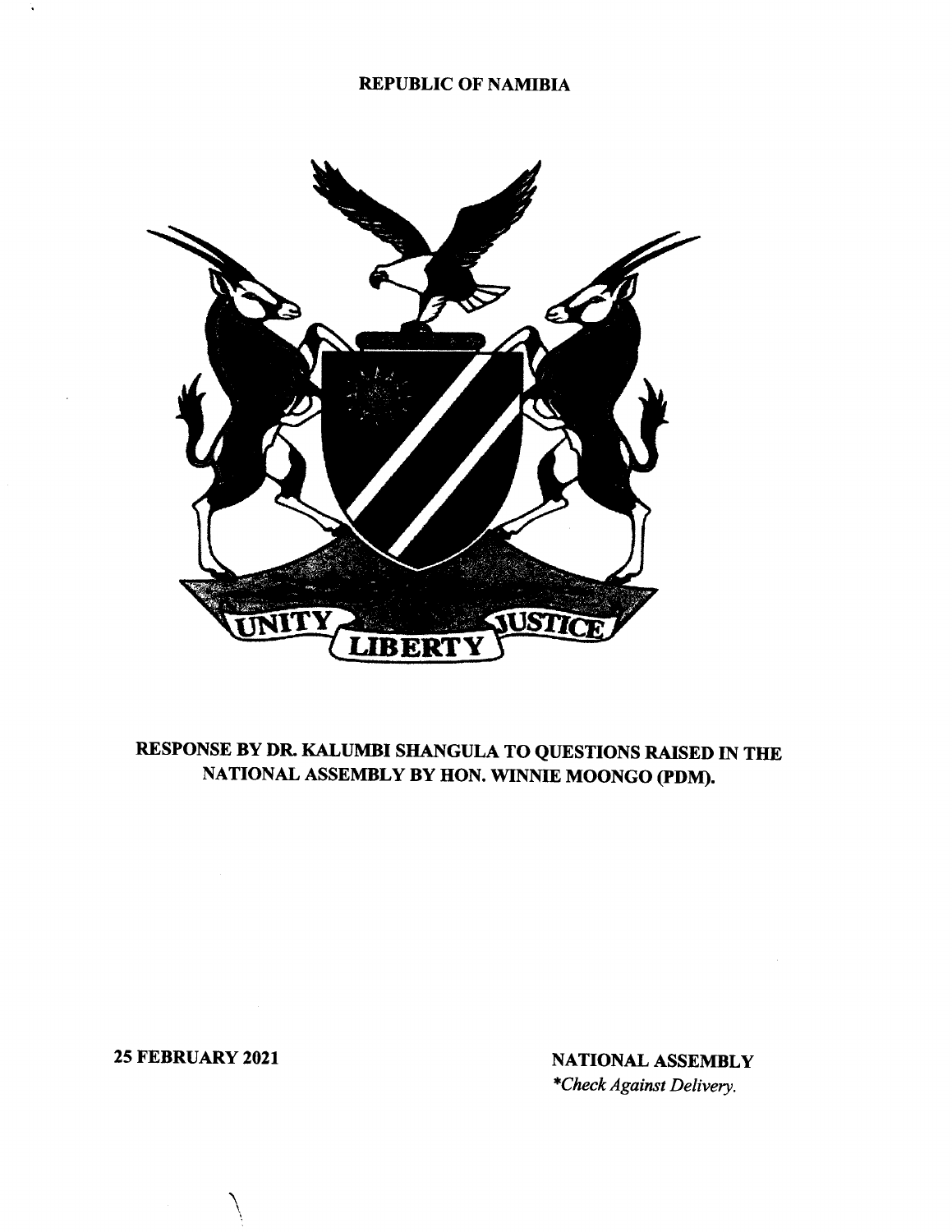**REPUBLIC OF NAMIBIA**

UNITY LIBERTY JUSTICE

**RESPONSE BY DR. KALUMBI SHANGULA TO QUESTIONS RAISED IN THE NATIONAL ASSEMBLY BY HON. WINNIE MOONGO (PDM).**

**25 FEBRUARY 2021**

**NATIONAL ASSEMBLY**

*\*Check Against Delivery.*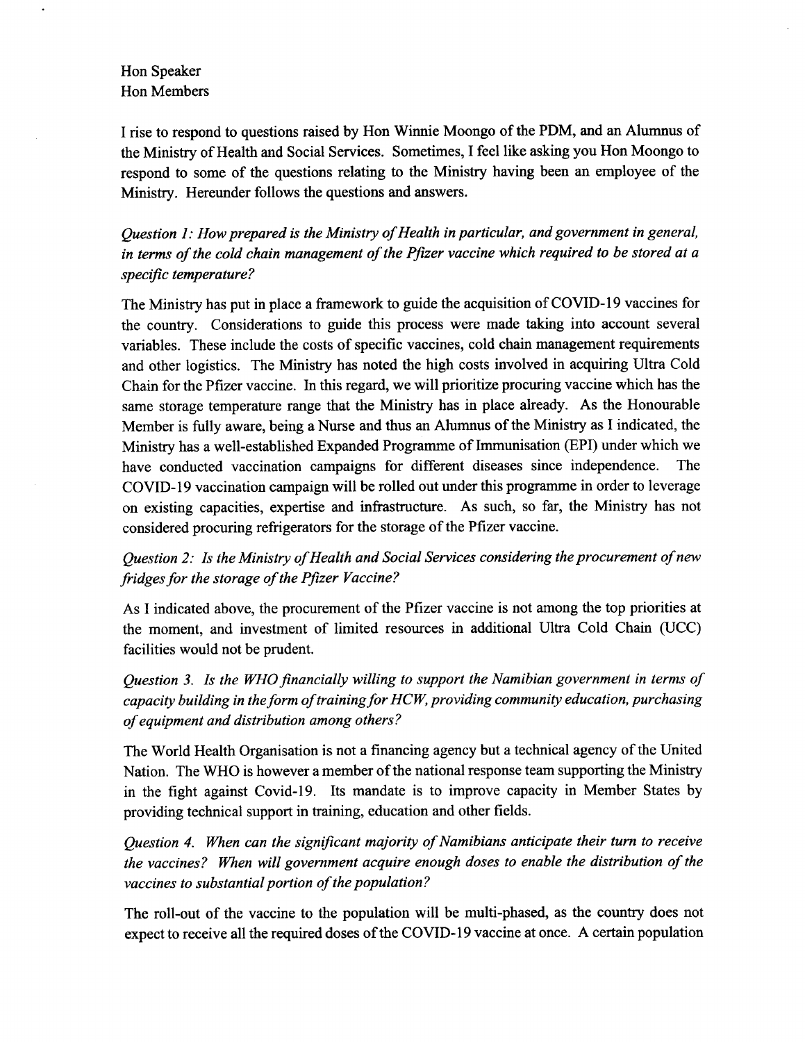Hon Speaker
Hon Members

I rise to respond to questions raised by Hon Winnie Moongo of the PDM, and an Alumnus of the Ministry of Health and Social Services. Sometimes, I feel like asking you Hon Moongo to respond to some of the questions relating to the Ministry having been an employee of the Ministry. Hereunder follows the questions and answers.

*Question 1: How prepared is the Ministry of Health in particular, and government in general, in terms of the cold chain management of the Pfizer vaccine which required to be stored at a specific temperature?*

The Ministry has put in place a framework to guide the acquisition of COVID-19 vaccines for the country. Considerations to guide this process were made taking into account several variables. These include the costs of specific vaccines, cold chain management requirements and other logistics. The Ministry has noted the high costs involved in acquiring Ultra Cold Chain for the Pfizer vaccine. In this regard, we will prioritize procuring vaccine which has the same storage temperature range that the Ministry has in place already. As the Honourable Member is fully aware, being a Nurse and thus an Alumnus of the Ministry as I indicated, the Ministry has a well-established Expanded Programme of Immunisation (EPI) under which we have conducted vaccination campaigns for different diseases since independence. The COVID-19 vaccination campaign will be rolled out under this programme in order to leverage on existing capacities, expertise and infrastructure. As such, so far, the Ministry has not considered procuring refrigerators for the storage of the Pfizer vaccine.

*Question 2: Is the Ministry of Health and Social Services considering the procurement of new fridges for the storage of the Pfizer Vaccine?*

As I indicated above, the procurement of the Pfizer vaccine is not among the top priorities at the moment, and investment of limited resources in additional Ultra Cold Chain (UCC) facilities would not be prudent.

*Question 3. Is the WHO financially willing to support the Namibian government in terms of capacity building in the form of training for HCW, providing community education, purchasing of equipment and distribution among others?*

The World Health Organisation is not a financing agency but a technical agency of the United Nation. The WHO is however a member of the national response team supporting the Ministry in the fight against Covid-19. Its mandate is to improve capacity in Member States by providing technical support in training, education and other fields.

*Question 4. When can the significant majority of Namibians anticipate their turn to receive the vaccines? When will government acquire enough doses to enable the distribution of the vaccines to substantial portion of the population?*

The roll-out of the vaccine to the population will be multi-phased, as the country does not expect to receive all the required doses of the COVID-19 vaccine at once. A certain population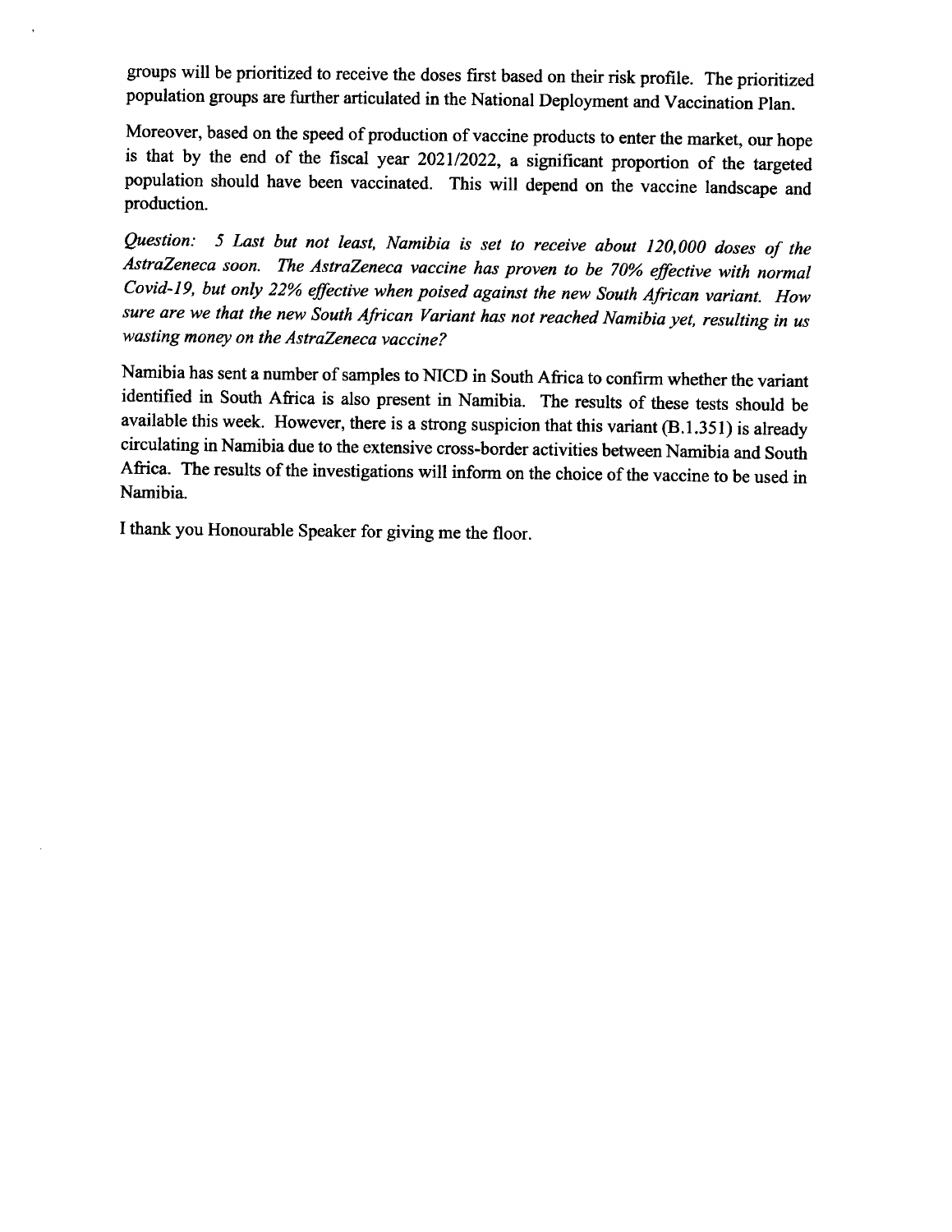groups will be prioritized to receive the doses first based on their risk profile. The prioritized population groups are further articulated in the National Deployment and Vaccination Plan.

Moreover, based on the speed of production of vaccine products to enter the market, our hope is that by the end of the fiscal year 2021/2022, a significant proportion of the targeted population should have been vaccinated. This will depend on the vaccine landscape and production.

*Question: 5 Last but not least, Namibia is set to receive about 120,000 doses of the AstraZeneca soon. The AstraZeneca vaccine has proven to be 70% effective with normal Covid-19, but only 22% effective when poised against the new South African variant. How sure are we that the new South African Variant has not reached Namibia yet, resulting in us wasting money on the AstraZeneca vaccine?*

Namibia has sent a number of samples to NICD in South Africa to confirm whether the variant identified in South Africa is also present in Namibia. The results of these tests should be available this week. However, there is a strong suspicion that this variant (B.1.351) is already circulating in Namibia due to the extensive cross-border activities between Namibia and South Africa. The results of the investigations will inform on the choice of the vaccine to be used in Namibia.

I thank you Honourable Speaker for giving me the floor.